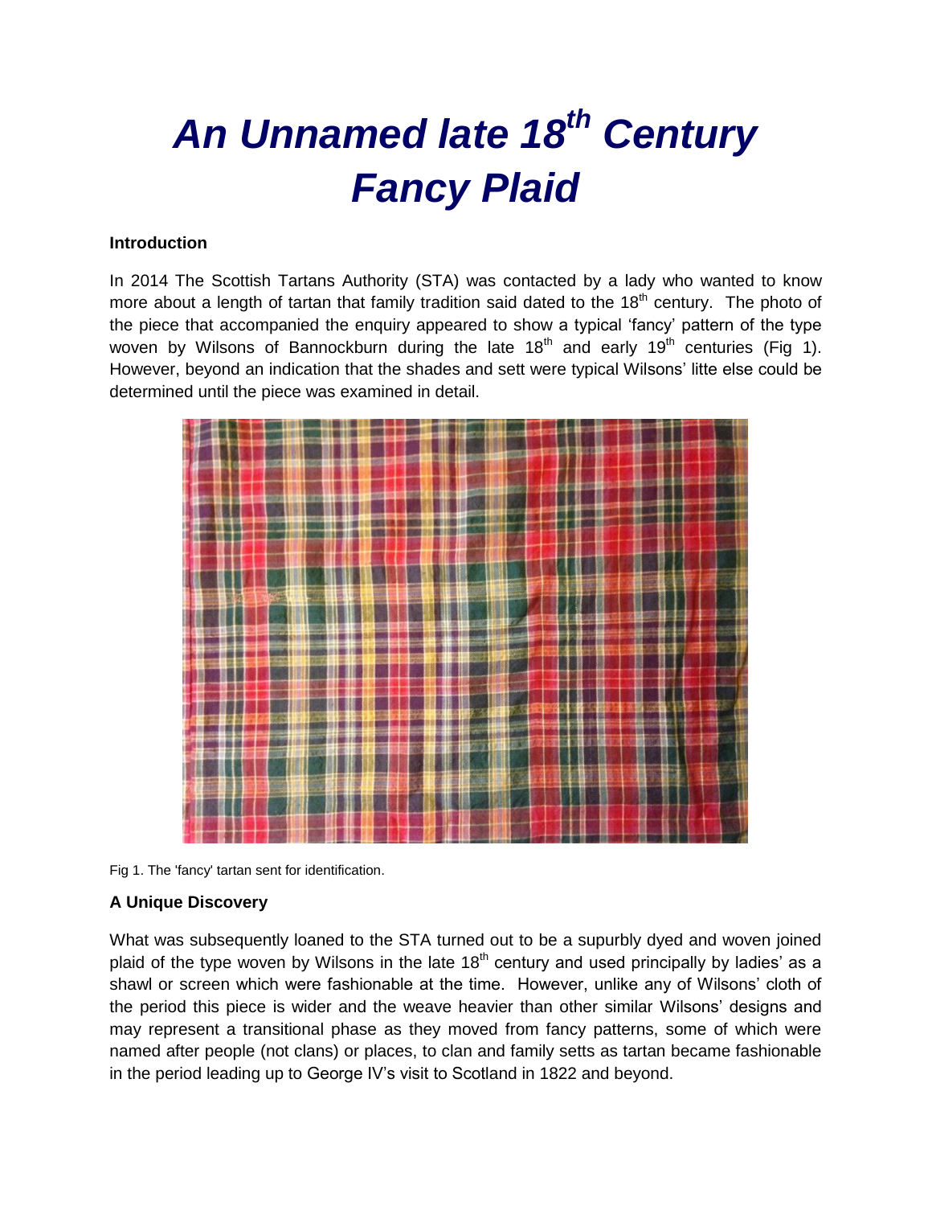# *An Unnamed late 18th Century Fancy Plaid*

**Introduction**

In 2014 The Scottish Tartans Authority (STA) was contacted by a lady who wanted to know more about a length of tartan that family tradition said dated to the 18th century. The photo of the piece that accompanied the enquiry appeared to show a typical 'fancy' pattern of the type woven by Wilsons of Bannockburn during the late 18th and early 19th centuries (Fig 1). However, beyond an indication that the shades and sett were typical Wilsons' litte else could be determined until the piece was examined in detail.

Fig 1. The 'fancy' tartan sent for identification.

**A Unique Discovery**

What was subsequently loaned to the STA turned out to be a supurbly dyed and woven joined plaid of the type woven by Wilsons in the late 18th century and used principally by ladies' as a shawl or screen which were fashionable at the time. However, unlike any of Wilsons' cloth of the period this piece is wider and the weave heavier than other similar Wilsons' designs and may represent a transitional phase as they moved from fancy patterns, some of which were named after people (not clans) or places, to clan and family setts as tartan became fashionable in the period leading up to George IV's visit to Scotland in 1822 and beyond.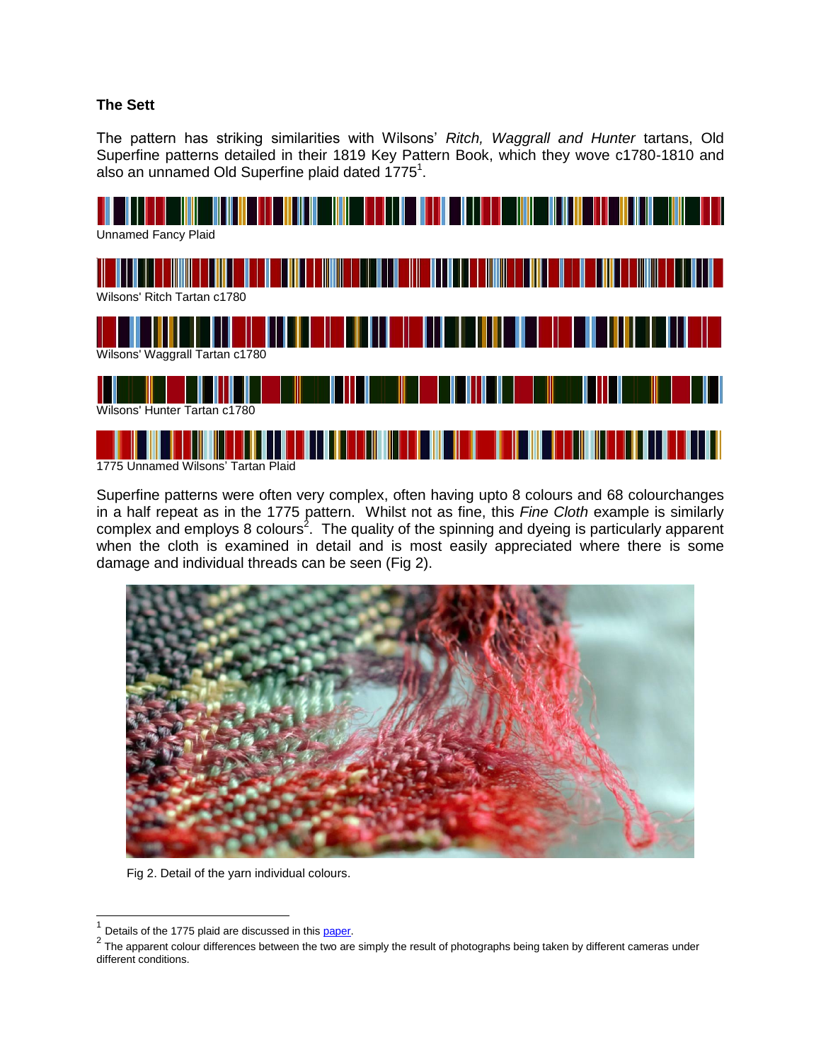### The Sett

The pattern has striking similarities with Wilsons' *Ritch, Waggrall and Hunter* tartans, Old Superfine patterns detailed in their 1819 Key Pattern Book, which they wove c1780-1810 and also an unnamed Old Superfine plaid dated 1775[1].

Unnamed Fancy Plaid

Wilsons' Ritch Tartan c1780

Wilsons' Waggrall Tartan c1780

Wilsons' Hunter Tartan c1780

1775 Unnamed Wilsons' Tartan Plaid

Superfine patterns were often very complex, often having upto 8 colours and 68 colourchanges in a half repeat as in the 1775 pattern. Whilst not as fine, this *Fine Cloth* example is similarly complex and employs 8 colours[2]. The quality of the spinning and dyeing is particularly apparent when the cloth is examined in detail and is most easily appreciated where there is some damage and individual threads can be seen (Fig 2).

Fig 2. Detail of the yarn individual colours.

---

[1] Details of the 1775 plaid are discussed in this paper.

[2] The apparent colour differences between the two are simply the result of photographs being taken by different cameras under different conditions.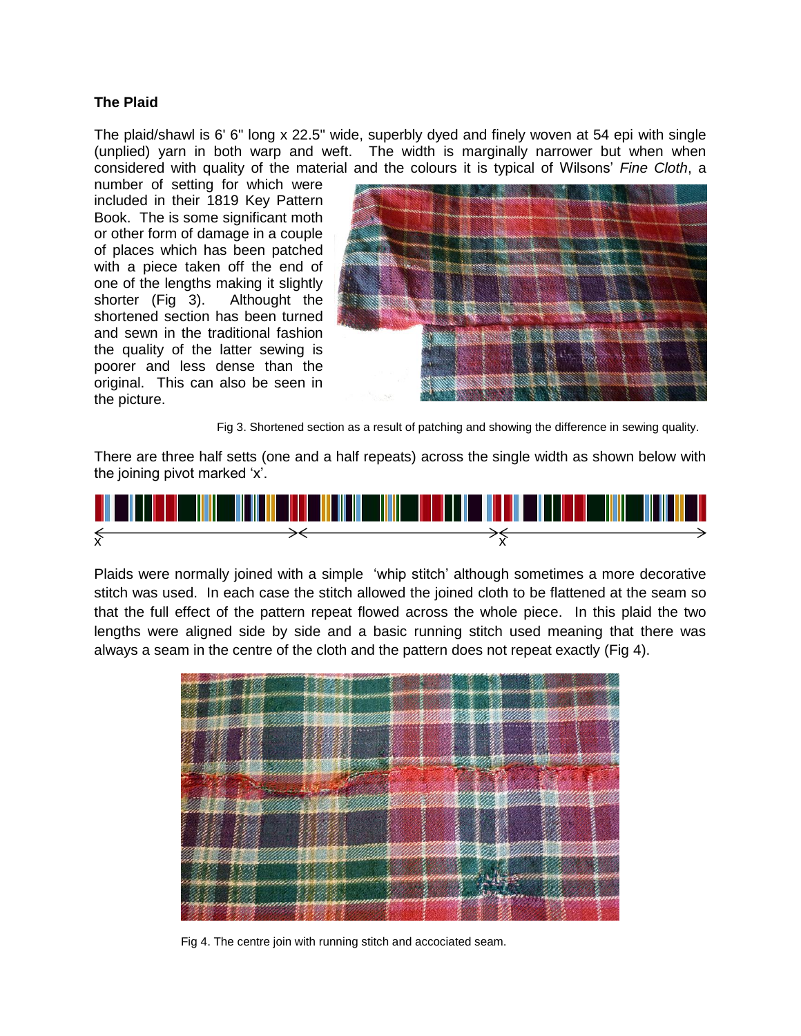**The Plaid**

The plaid/shawl is 6' 6" long x 22.5" wide, superbly dyed and finely woven at 54 epi with single (unplied) yarn in both warp and weft. The width is marginally narrower but when when considered with quality of the material and the colours it is typical of Wilsons' *Fine Cloth*, a number of setting for which were included in their 1819 Key Pattern Book. The is some significant moth or other form of damage in a couple of places which has been patched with a piece taken off the end of one of the lengths making it slightly shorter (Fig 3). Althought the shortened section has been turned and sewn in the traditional fashion the quality of the latter sewing is poorer and less dense than the original. This can also be seen in the picture.

Fig 3. Shortened section as a result of patching and showing the difference in sewing quality.

There are three half setts (one and a half repeats) across the single width as shown below with the joining pivot marked 'x'.

Plaids were normally joined with a simple 'whip stitch' although sometimes a more decorative stitch was used. In each case the stitch allowed the joined cloth to be flattened at the seam so that the full effect of the pattern repeat flowed across the whole piece. In this plaid the two lengths were aligned side by side and a basic running stitch used meaning that there was always a seam in the centre of the cloth and the pattern does not repeat exactly (Fig 4).

Fig 4. The centre join with running stitch and accociated seam.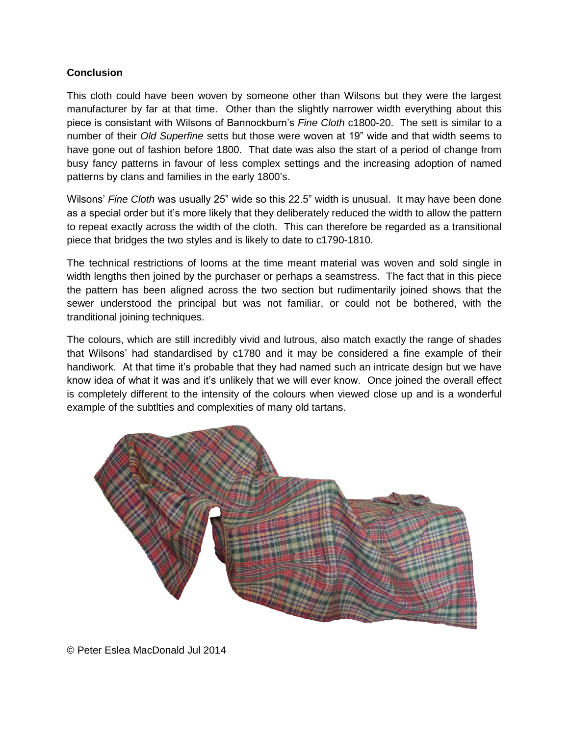**Conclusion**

This cloth could have been woven by someone other than Wilsons but they were the largest manufacturer by far at that time. Other than the slightly narrower width everything about this piece is consistant with Wilsons of Bannockburn's *Fine Cloth* c1800-20. The sett is similar to a number of their *Old Superfine* setts but those were woven at 19" wide and that width seems to have gone out of fashion before 1800. That date was also the start of a period of change from busy fancy patterns in favour of less complex settings and the increasing adoption of named patterns by clans and families in the early 1800's.

Wilsons' *Fine Cloth* was usually 25" wide so this 22.5" width is unusual. It may have been done as a special order but it's more likely that they deliberately reduced the width to allow the pattern to repeat exactly across the width of the cloth. This can therefore be regarded as a transitional piece that bridges the two styles and is likely to date to c1790-1810.

The technical restrictions of looms at the time meant material was woven and sold single in width lengths then joined by the purchaser or perhaps a seamstress. The fact that in this piece the pattern has been aligned across the two section but rudimentarily joined shows that the sewer understood the principal but was not familiar, or could not be bothered, with the tranditional joining techniques.

The colours, which are still incredibly vivid and lutrous, also match exactly the range of shades that Wilsons' had standardised by c1780 and it may be considered a fine example of their handiwork. At that time it's probable that they had named such an intricate design but we have know idea of what it was and it's unlikely that we will ever know. Once joined the overall effect is completely different to the intensity of the colours when viewed close up and is a wonderful example of the subtlties and complexities of many old tartans.

© Peter Eslea MacDonald Jul 2014